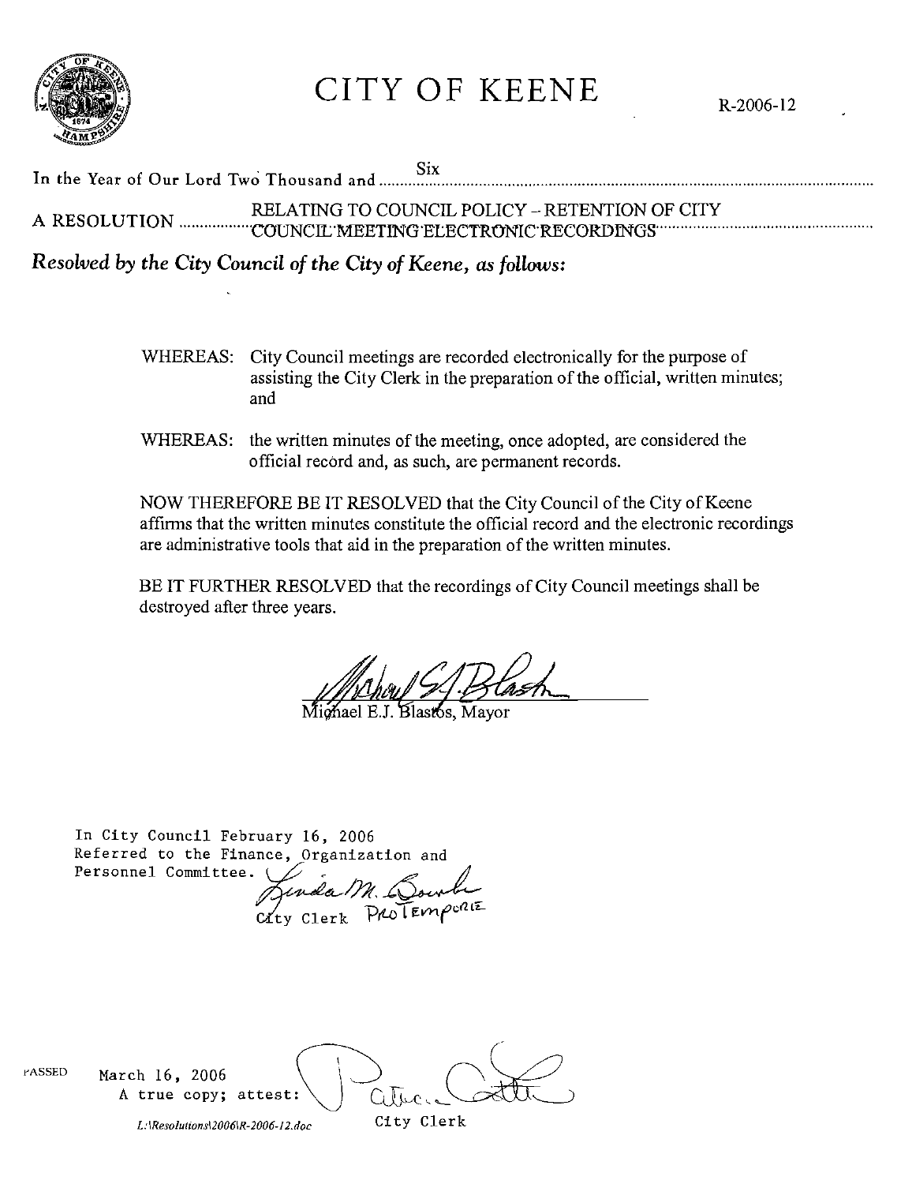# CITY OF KEENE

R-2006-12

In the Year of Our Lord Two Thousand and Six

A RESOLUTION RELATING TO COUNCIL POLICY – RETENTION OF CITY COUNCIL MEETING ELECTRONIC RECORDINGS

***Resolved by the City Council of the City of Keene, as follows:***

WHEREAS: City Council meetings are recorded electronically for the purpose of assisting the City Clerk in the preparation of the official, written minutes; and

WHEREAS: the written minutes of the meeting, once adopted, are considered the official record and, as such, are permanent records.

NOW THEREFORE BE IT RESOLVED that the City Council of the City of Keene affirms that the written minutes constitute the official record and the electronic recordings are administrative tools that aid in the preparation of the written minutes.

BE IT FURTHER RESOLVED that the recordings of City Council meetings shall be destroyed after three years.

Michael E.J. Blastos, Mayor

In City Council February 16, 2006
Referred to the Finance, Organization and Personnel Committee.

City Clerk PROTEMPORE

PASSED March 16, 2006

A true copy; attest:

City Clerk

L:\Resolutions\2006\R-2006-12.doc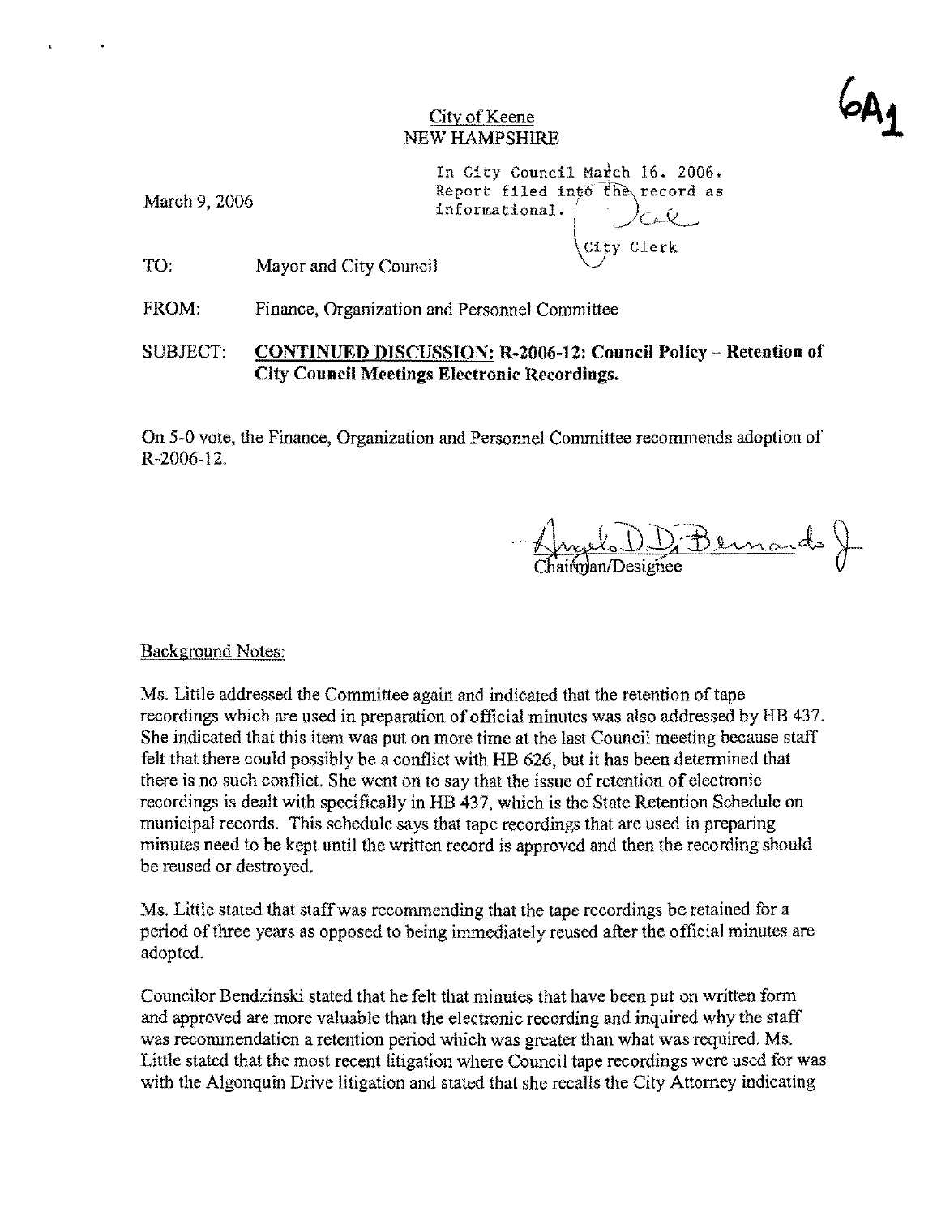6A1

City of Keene
NEW HAMPSHIRE

March 9, 2006

In City Council March 16, 2006.
Report filed into the record as informational.
City Clerk

TO: Mayor and City Council

FROM: Finance, Organization and Personnel Committee

SUBJECT: **CONTINUED DISCUSSION: R-2006-12: Council Policy – Retention of City Council Meetings Electronic Recordings.**

On 5-0 vote, the Finance, Organization and Personnel Committee recommends adoption of R-2006-12.

Angelo D. DiBernardo Jr.
Chairman/Designee

Background Notes:

Ms. Little addressed the Committee again and indicated that the retention of tape recordings which are used in preparation of official minutes was also addressed by HB 437. She indicated that this item was put on more time at the last Council meeting because staff felt that there could possibly be a conflict with HB 626, but it has been determined that there is no such conflict. She went on to say that the issue of retention of electronic recordings is dealt with specifically in HB 437, which is the State Retention Schedule on municipal records. This schedule says that tape recordings that are used in preparing minutes need to be kept until the written record is approved and then the recording should be reused or destroyed.

Ms. Little stated that staff was recommending that the tape recordings be retained for a period of three years as opposed to being immediately reused after the official minutes are adopted.

Councilor Bendzinski stated that he felt that minutes that have been put on written form and approved are more valuable than the electronic recording and inquired why the staff was recommendation a retention period which was greater than what was required. Ms. Little stated that the most recent litigation where Council tape recordings were used for was with the Algonquin Drive litigation and stated that she recalls the City Attorney indicating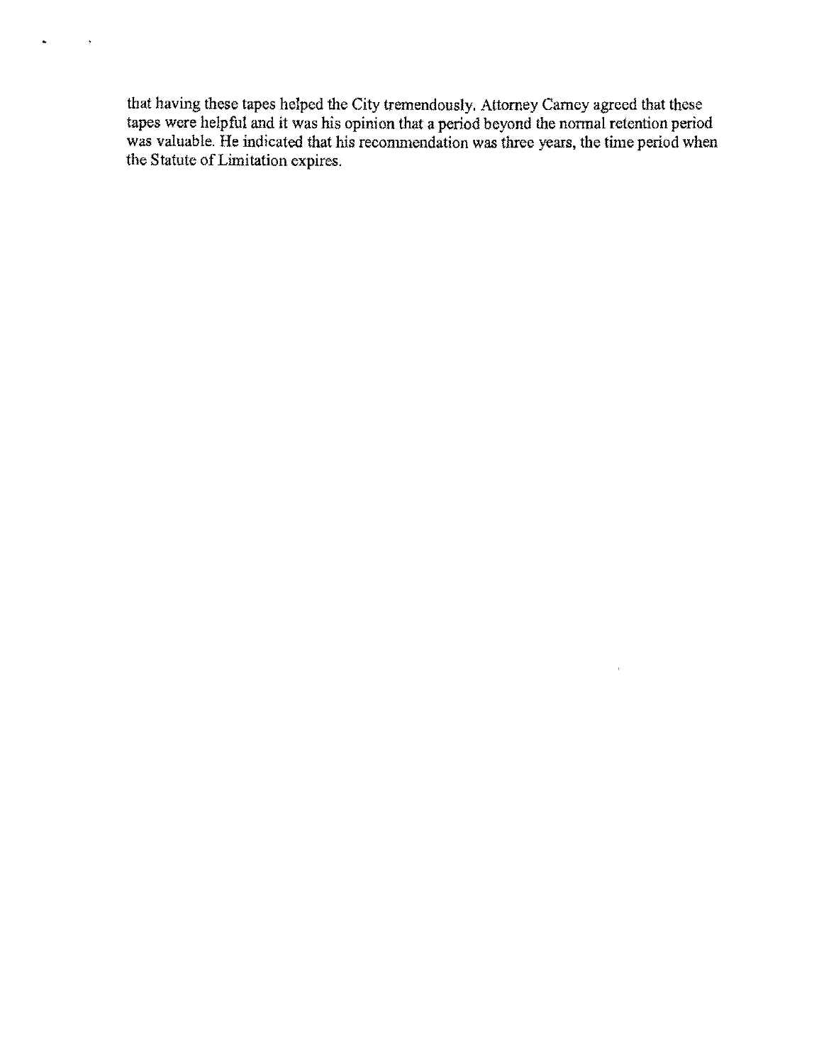that having these tapes helped the City tremendously. Attorney Carney agreed that these tapes were helpful and it was his opinion that a period beyond the normal retention period was valuable. He indicated that his recommendation was three years, the time period when the Statute of Limitation expires.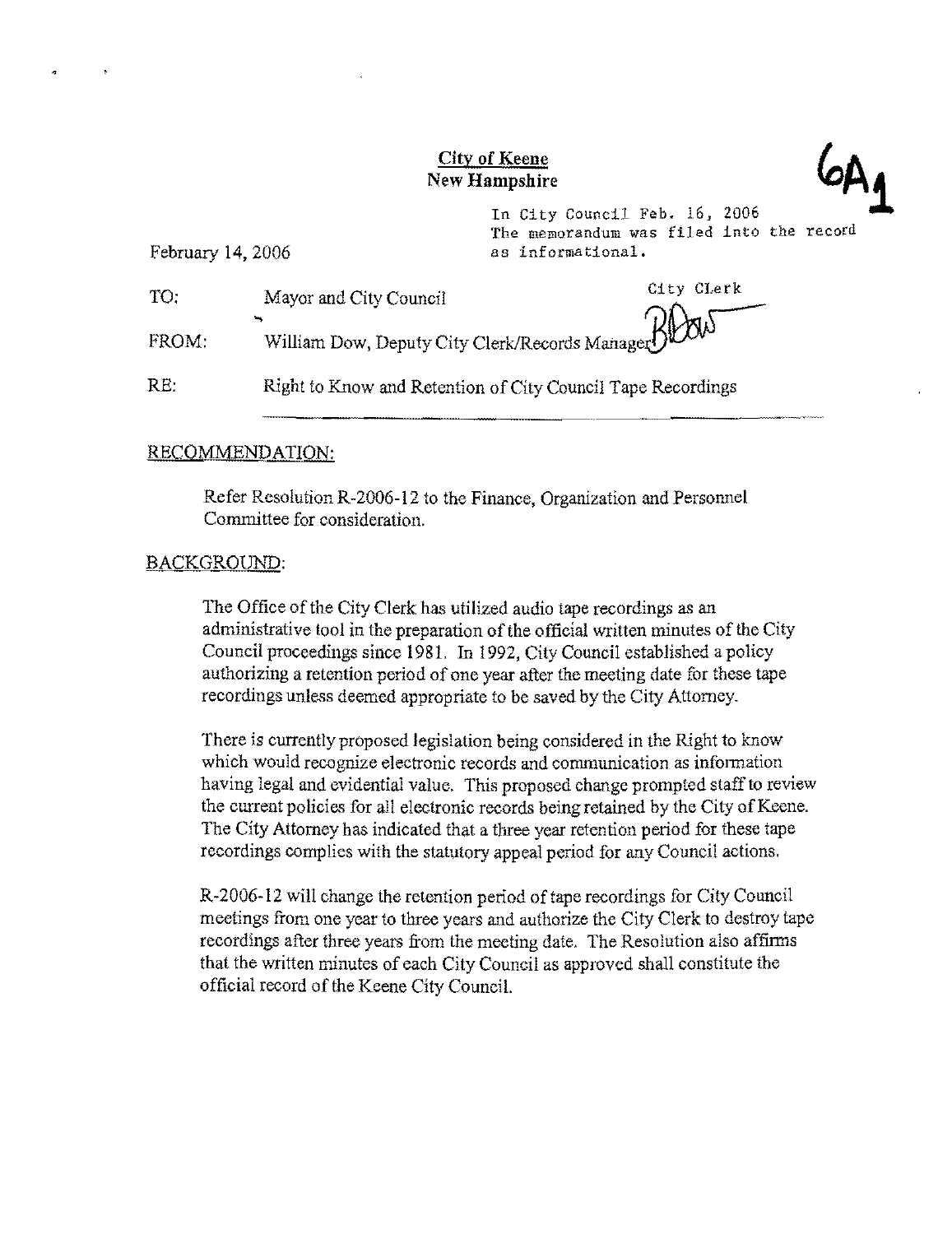**City of Keene**
**New Hampshire**

6A1

In City Council Feb. 16, 2006
The memorandum was filed into the record as informational.

City Clerk

February 14, 2006

TO: Mayor and City Council

FROM: William Dow, Deputy City Clerk/Records Manager

RE: Right to Know and Retention of City Council Tape Recordings

RECOMMENDATION:

Refer Resolution R-2006-12 to the Finance, Organization and Personnel Committee for consideration.

BACKGROUND:

The Office of the City Clerk has utilized audio tape recordings as an administrative tool in the preparation of the official written minutes of the City Council proceedings since 1981. In 1992, City Council established a policy authorizing a retention period of one year after the meeting date for these tape recordings unless deemed appropriate to be saved by the City Attorney.

There is currently proposed legislation being considered in the Right to know which would recognize electronic records and communication as information having legal and evidential value. This proposed change prompted staff to review the current policies for all electronic records being retained by the City of Keene. The City Attorney has indicated that a three year retention period for these tape recordings complies with the statutory appeal period for any Council actions.

R-2006-12 will change the retention period of tape recordings for City Council meetings from one year to three years and authorize the City Clerk to destroy tape recordings after three years from the meeting date. The Resolution also affirms that the written minutes of each City Council as approved shall constitute the official record of the Keene City Council.